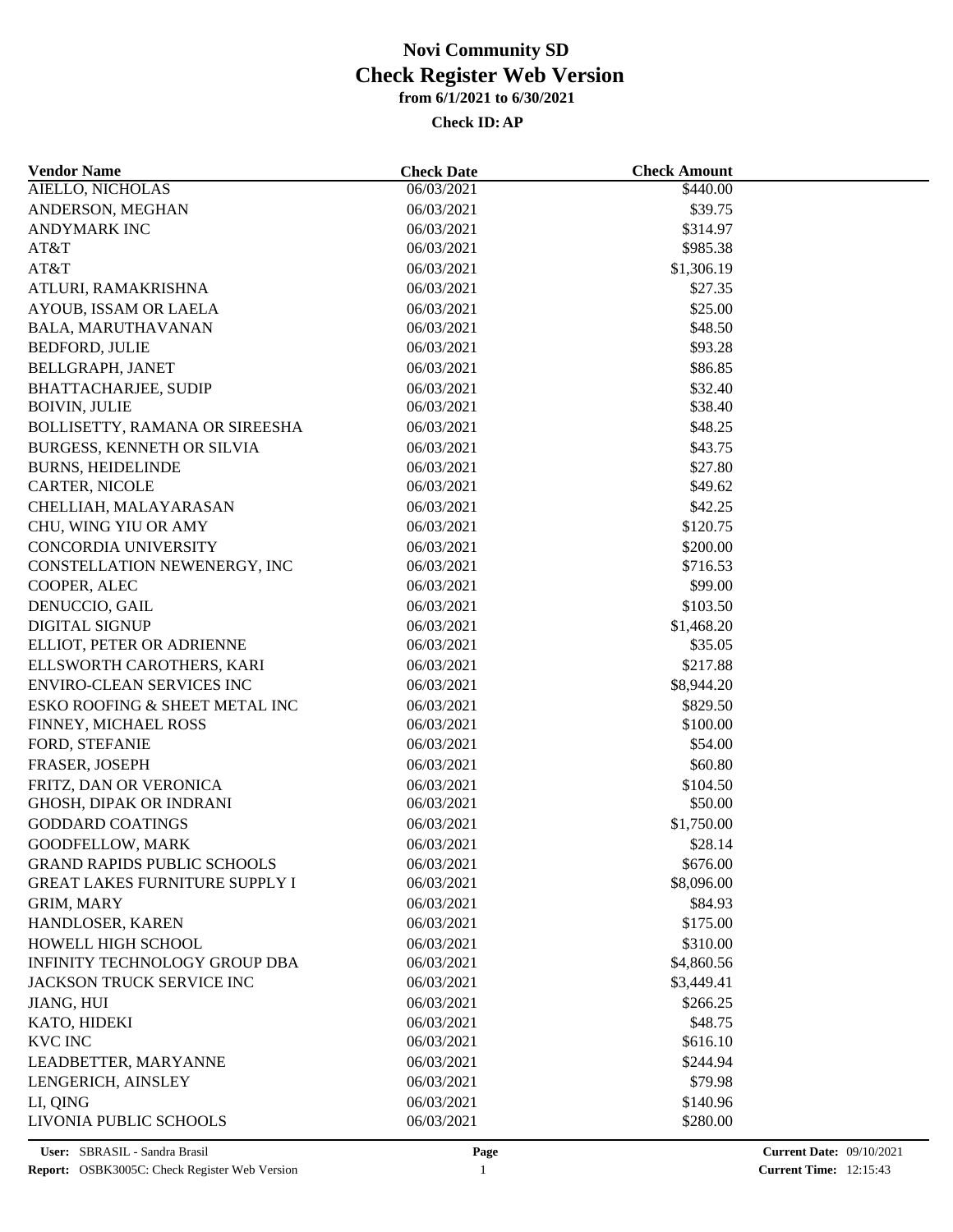# Novi Community SD
## Check Register Web Version
### from 6/1/2021 to 6/30/2021
**Check ID: AP**

| Vendor Name | Check Date | Check Amount |
|---|---|---|
| AIELLO, NICHOLAS | 06/03/2021 | $440.00 |
| ANDERSON, MEGHAN | 06/03/2021 | $39.75 |
| ANDYMARK INC | 06/03/2021 | $314.97 |
| AT&T | 06/03/2021 | $985.38 |
| AT&T | 06/03/2021 | $1,306.19 |
| ATLURI, RAMAKRISHNA | 06/03/2021 | $27.35 |
| AYOUB, ISSAM OR LAELA | 06/03/2021 | $25.00 |
| BALA, MARUTHAVANAN | 06/03/2021 | $48.50 |
| BEDFORD, JULIE | 06/03/2021 | $93.28 |
| BELLGRAPH, JANET | 06/03/2021 | $86.85 |
| BHATTACHARJEE, SUDIP | 06/03/2021 | $32.40 |
| BOIVIN, JULIE | 06/03/2021 | $38.40 |
| BOLLISETTY, RAMANA OR SIREESHA | 06/03/2021 | $48.25 |
| BURGESS, KENNETH OR SILVIA | 06/03/2021 | $43.75 |
| BURNS, HEIDELINDE | 06/03/2021 | $27.80 |
| CARTER, NICOLE | 06/03/2021 | $49.62 |
| CHELLIAH, MALAYARASAN | 06/03/2021 | $42.25 |
| CHU, WING YIU OR AMY | 06/03/2021 | $120.75 |
| CONCORDIA UNIVERSITY | 06/03/2021 | $200.00 |
| CONSTELLATION NEWENERGY, INC | 06/03/2021 | $716.53 |
| COOPER, ALEC | 06/03/2021 | $99.00 |
| DENUCCIO, GAIL | 06/03/2021 | $103.50 |
| DIGITAL SIGNUP | 06/03/2021 | $1,468.20 |
| ELLIOT, PETER OR ADRIENNE | 06/03/2021 | $35.05 |
| ELLSWORTH CAROTHERS, KARI | 06/03/2021 | $217.88 |
| ENVIRO-CLEAN SERVICES INC | 06/03/2021 | $8,944.20 |
| ESKO ROOFING & SHEET METAL INC | 06/03/2021 | $829.50 |
| FINNEY, MICHAEL ROSS | 06/03/2021 | $100.00 |
| FORD, STEFANIE | 06/03/2021 | $54.00 |
| FRASER, JOSEPH | 06/03/2021 | $60.80 |
| FRITZ, DAN OR VERONICA | 06/03/2021 | $104.50 |
| GHOSH, DIPAK OR INDRANI | 06/03/2021 | $50.00 |
| GODDARD COATINGS | 06/03/2021 | $1,750.00 |
| GOODFELLOW, MARK | 06/03/2021 | $28.14 |
| GRAND RAPIDS PUBLIC SCHOOLS | 06/03/2021 | $676.00 |
| GREAT LAKES FURNITURE SUPPLY I | 06/03/2021 | $8,096.00 |
| GRIM, MARY | 06/03/2021 | $84.93 |
| HANDLOSER, KAREN | 06/03/2021 | $175.00 |
| HOWELL HIGH SCHOOL | 06/03/2021 | $310.00 |
| INFINITY TECHNOLOGY GROUP DBA | 06/03/2021 | $4,860.56 |
| JACKSON TRUCK SERVICE INC | 06/03/2021 | $3,449.41 |
| JIANG, HUI | 06/03/2021 | $266.25 |
| KATO, HIDEKI | 06/03/2021 | $48.75 |
| KVC INC | 06/03/2021 | $616.10 |
| LEADBETTER, MARYANNE | 06/03/2021 | $244.94 |
| LENGERICH, AINSLEY | 06/03/2021 | $79.98 |
| LI, QING | 06/03/2021 | $140.96 |
| LIVONIA PUBLIC SCHOOLS | 06/03/2021 | $280.00 |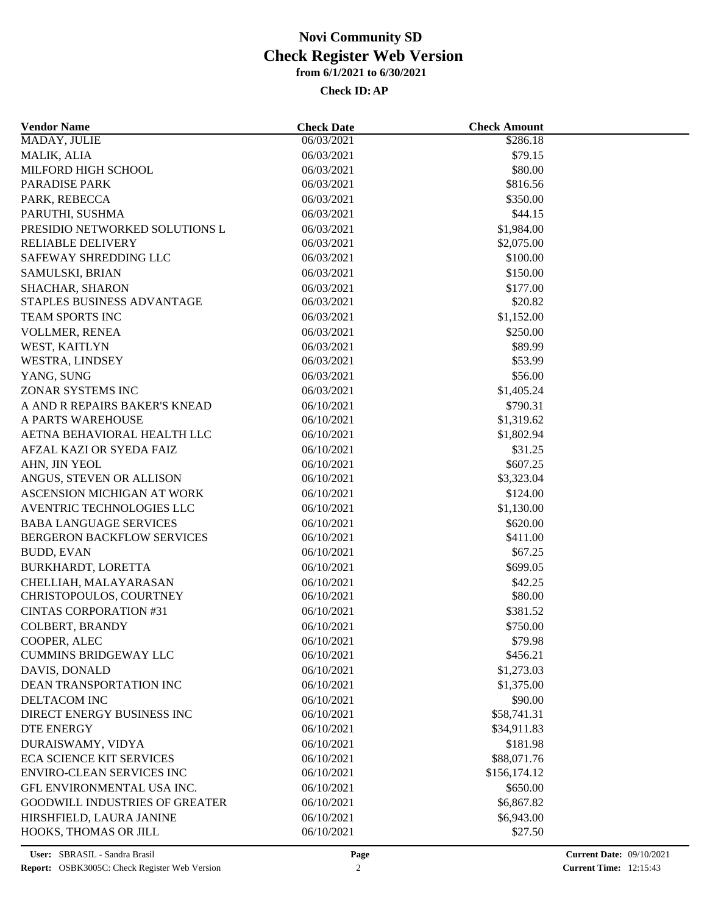# Novi Community SD
## Check Register Web Version
### from 6/1/2021 to 6/30/2021

**Check ID: AP**

| Vendor Name | Check Date | Check Amount |
|---|---|---|
| MADAY, JULIE | 06/03/2021 | $286.18 |
| MALIK, ALIA | 06/03/2021 | $79.15 |
| MILFORD HIGH SCHOOL | 06/03/2021 | $80.00 |
| PARADISE PARK | 06/03/2021 | $816.56 |
| PARK, REBECCA | 06/03/2021 | $350.00 |
| PARUTHI, SUSHMA | 06/03/2021 | $44.15 |
| PRESIDIO NETWORKED SOLUTIONS L | 06/03/2021 | $1,984.00 |
| RELIABLE DELIVERY | 06/03/2021 | $2,075.00 |
| SAFEWAY SHREDDING LLC | 06/03/2021 | $100.00 |
| SAMULSKI, BRIAN | 06/03/2021 | $150.00 |
| SHACHAR, SHARON | 06/03/2021 | $177.00 |
| STAPLES BUSINESS ADVANTAGE | 06/03/2021 | $20.82 |
| TEAM SPORTS INC | 06/03/2021 | $1,152.00 |
| VOLLMER, RENEA | 06/03/2021 | $250.00 |
| WEST, KAITLYN | 06/03/2021 | $89.99 |
| WESTRA, LINDSEY | 06/03/2021 | $53.99 |
| YANG, SUNG | 06/03/2021 | $56.00 |
| ZONAR SYSTEMS INC | 06/03/2021 | $1,405.24 |
| A AND R REPAIRS BAKER'S KNEAD | 06/10/2021 | $790.31 |
| A PARTS WAREHOUSE | 06/10/2021 | $1,319.62 |
| AETNA BEHAVIORAL HEALTH LLC | 06/10/2021 | $1,802.94 |
| AFZAL KAZI OR SYEDA FAIZ | 06/10/2021 | $31.25 |
| AHN, JIN YEOL | 06/10/2021 | $607.25 |
| ANGUS, STEVEN OR ALLISON | 06/10/2021 | $3,323.04 |
| ASCENSION MICHIGAN AT WORK | 06/10/2021 | $124.00 |
| AVENTRIC TECHNOLOGIES LLC | 06/10/2021 | $1,130.00 |
| BABA LANGUAGE SERVICES | 06/10/2021 | $620.00 |
| BERGERON BACKFLOW SERVICES | 06/10/2021 | $411.00 |
| BUDD, EVAN | 06/10/2021 | $67.25 |
| BURKHARDT, LORETTA | 06/10/2021 | $699.05 |
| CHELLIAH, MALAYARASAN | 06/10/2021 | $42.25 |
| CHRISTOPOULOS, COURTNEY | 06/10/2021 | $80.00 |
| CINTAS CORPORATION #31 | 06/10/2021 | $381.52 |
| COLBERT, BRANDY | 06/10/2021 | $750.00 |
| COOPER, ALEC | 06/10/2021 | $79.98 |
| CUMMINS BRIDGEWAY LLC | 06/10/2021 | $456.21 |
| DAVIS, DONALD | 06/10/2021 | $1,273.03 |
| DEAN TRANSPORTATION INC | 06/10/2021 | $1,375.00 |
| DELTACOM INC | 06/10/2021 | $90.00 |
| DIRECT ENERGY BUSINESS INC | 06/10/2021 | $58,741.31 |
| DTE ENERGY | 06/10/2021 | $34,911.83 |
| DURAISWAMY, VIDYA | 06/10/2021 | $181.98 |
| ECA SCIENCE KIT SERVICES | 06/10/2021 | $88,071.76 |
| ENVIRO-CLEAN SERVICES INC | 06/10/2021 | $156,174.12 |
| GFL ENVIRONMENTAL USA INC. | 06/10/2021 | $650.00 |
| GOODWILL INDUSTRIES OF GREATER | 06/10/2021 | $6,867.82 |
| HIRSHFIELD, LAURA JANINE | 06/10/2021 | $6,943.00 |
| HOOKS, THOMAS OR JILL | 06/10/2021 | $27.50 |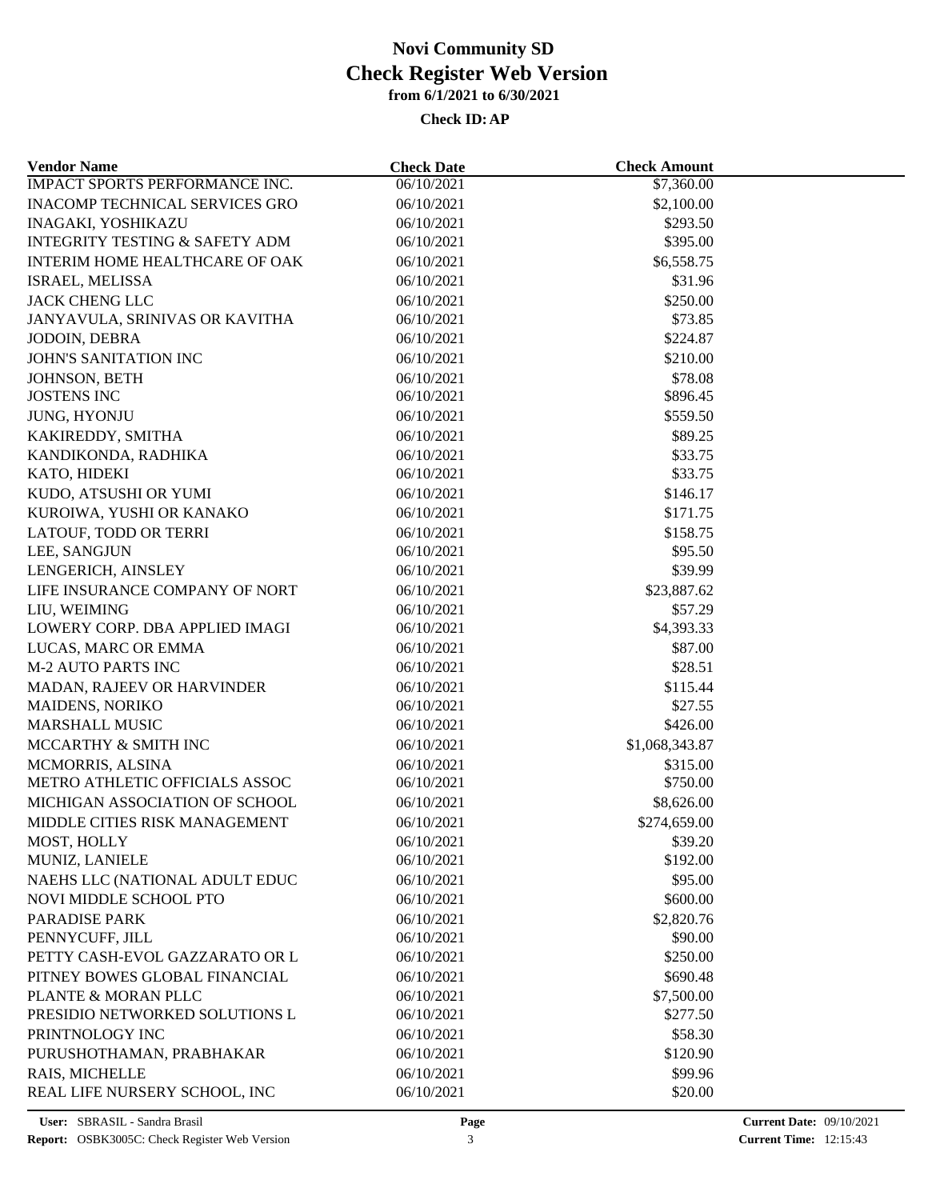# Novi Community SD
## Check Register Web Version
### from 6/1/2021 to 6/30/2021

**Check ID: AP**

| Vendor Name | Check Date | Check Amount |
|---|---|---|
| IMPACT SPORTS PERFORMANCE INC. | 06/10/2021 | $7,360.00 |
| INACOMP TECHNICAL SERVICES GRO | 06/10/2021 | $2,100.00 |
| INAGAKI, YOSHIKAZU | 06/10/2021 | $293.50 |
| INTEGRITY TESTING & SAFETY ADM | 06/10/2021 | $395.00 |
| INTERIM HOME HEALTHCARE OF OAK | 06/10/2021 | $6,558.75 |
| ISRAEL, MELISSA | 06/10/2021 | $31.96 |
| JACK CHENG LLC | 06/10/2021 | $250.00 |
| JANYAVULA, SRINIVAS OR KAVITHA | 06/10/2021 | $73.85 |
| JODOIN, DEBRA | 06/10/2021 | $224.87 |
| JOHN'S SANITATION INC | 06/10/2021 | $210.00 |
| JOHNSON, BETH | 06/10/2021 | $78.08 |
| JOSTENS INC | 06/10/2021 | $896.45 |
| JUNG, HYONJU | 06/10/2021 | $559.50 |
| KAKIREDDY, SMITHA | 06/10/2021 | $89.25 |
| KANDIKONDA, RADHIKA | 06/10/2021 | $33.75 |
| KATO, HIDEKI | 06/10/2021 | $33.75 |
| KUDO, ATSUSHI OR YUMI | 06/10/2021 | $146.17 |
| KUROIWA, YUSHI OR KANAKO | 06/10/2021 | $171.75 |
| LATOUF, TODD OR TERRI | 06/10/2021 | $158.75 |
| LEE, SANGJUN | 06/10/2021 | $95.50 |
| LENGERICH, AINSLEY | 06/10/2021 | $39.99 |
| LIFE INSURANCE COMPANY OF NORT | 06/10/2021 | $23,887.62 |
| LIU, WEIMING | 06/10/2021 | $57.29 |
| LOWERY CORP. DBA APPLIED IMAGI | 06/10/2021 | $4,393.33 |
| LUCAS, MARC OR EMMA | 06/10/2021 | $87.00 |
| M-2 AUTO PARTS INC | 06/10/2021 | $28.51 |
| MADAN, RAJEEV OR HARVINDER | 06/10/2021 | $115.44 |
| MAIDENS, NORIKO | 06/10/2021 | $27.55 |
| MARSHALL MUSIC | 06/10/2021 | $426.00 |
| MCCARTHY & SMITH INC | 06/10/2021 | $1,068,343.87 |
| MCMORRIS, ALSINA | 06/10/2021 | $315.00 |
| METRO ATHLETIC OFFICIALS ASSOC | 06/10/2021 | $750.00 |
| MICHIGAN ASSOCIATION OF SCHOOL | 06/10/2021 | $8,626.00 |
| MIDDLE CITIES RISK MANAGEMENT | 06/10/2021 | $274,659.00 |
| MOST, HOLLY | 06/10/2021 | $39.20 |
| MUNIZ, LANIELE | 06/10/2021 | $192.00 |
| NAEHS LLC (NATIONAL ADULT EDUC | 06/10/2021 | $95.00 |
| NOVI MIDDLE SCHOOL PTO | 06/10/2021 | $600.00 |
| PARADISE PARK | 06/10/2021 | $2,820.76 |
| PENNYCUFF, JILL | 06/10/2021 | $90.00 |
| PETTY CASH-EVOL GAZZARATO OR L | 06/10/2021 | $250.00 |
| PITNEY BOWES GLOBAL FINANCIAL | 06/10/2021 | $690.48 |
| PLANTE & MORAN PLLC | 06/10/2021 | $7,500.00 |
| PRESIDIO NETWORKED SOLUTIONS L | 06/10/2021 | $277.50 |
| PRINTNOLOGY INC | 06/10/2021 | $58.30 |
| PURUSHOTHAMAN, PRABHAKAR | 06/10/2021 | $120.90 |
| RAIS, MICHELLE | 06/10/2021 | $99.96 |
| REAL LIFE NURSERY SCHOOL, INC | 06/10/2021 | $20.00 |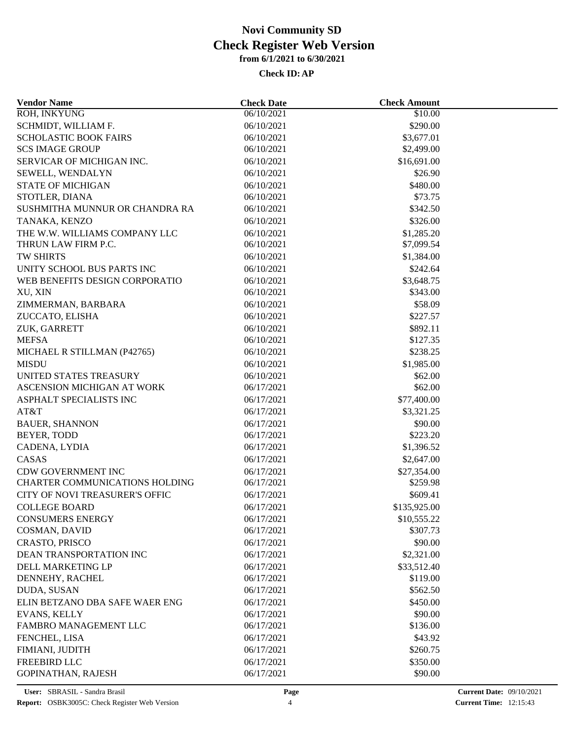# Novi Community SD

## Check Register Web Version

**from 6/1/2021 to 6/30/2021**

**Check ID: AP**

| Vendor Name | Check Date | Check Amount |
|---|---|---|
| ROH, INKYUNG | 06/10/2021 | $10.00 |
| SCHMIDT, WILLIAM F. | 06/10/2021 | $290.00 |
| SCHOLASTIC BOOK FAIRS | 06/10/2021 | $3,677.01 |
| SCS IMAGE GROUP | 06/10/2021 | $2,499.00 |
| SERVICAR OF MICHIGAN INC. | 06/10/2021 | $16,691.00 |
| SEWELL, WENDALYN | 06/10/2021 | $26.90 |
| STATE OF MICHIGAN | 06/10/2021 | $480.00 |
| STOTLER, DIANA | 06/10/2021 | $73.75 |
| SUSHMITHA MUNNUR OR CHANDRA RA | 06/10/2021 | $342.50 |
| TANAKA, KENZO | 06/10/2021 | $326.00 |
| THE W.W. WILLIAMS COMPANY LLC | 06/10/2021 | $1,285.20 |
| THRUN LAW FIRM P.C. | 06/10/2021 | $7,099.54 |
| TW SHIRTS | 06/10/2021 | $1,384.00 |
| UNITY SCHOOL BUS PARTS INC | 06/10/2021 | $242.64 |
| WEB BENEFITS DESIGN CORPORATIO | 06/10/2021 | $3,648.75 |
| XU, XIN | 06/10/2021 | $343.00 |
| ZIMMERMAN, BARBARA | 06/10/2021 | $58.09 |
| ZUCCATO, ELISHA | 06/10/2021 | $227.57 |
| ZUK, GARRETT | 06/10/2021 | $892.11 |
| MEFSA | 06/10/2021 | $127.35 |
| MICHAEL R STILLMAN (P42765) | 06/10/2021 | $238.25 |
| MISDU | 06/10/2021 | $1,985.00 |
| UNITED STATES TREASURY | 06/10/2021 | $62.00 |
| ASCENSION MICHIGAN AT WORK | 06/17/2021 | $62.00 |
| ASPHALT SPECIALISTS INC | 06/17/2021 | $77,400.00 |
| AT&T | 06/17/2021 | $3,321.25 |
| BAUER, SHANNON | 06/17/2021 | $90.00 |
| BEYER, TODD | 06/17/2021 | $223.20 |
| CADENA, LYDIA | 06/17/2021 | $1,396.52 |
| CASAS | 06/17/2021 | $2,647.00 |
| CDW GOVERNMENT INC | 06/17/2021 | $27,354.00 |
| CHARTER COMMUNICATIONS HOLDING | 06/17/2021 | $259.98 |
| CITY OF NOVI TREASURER'S OFFIC | 06/17/2021 | $609.41 |
| COLLEGE BOARD | 06/17/2021 | $135,925.00 |
| CONSUMERS ENERGY | 06/17/2021 | $10,555.22 |
| COSMAN, DAVID | 06/17/2021 | $307.73 |
| CRASTO, PRISCO | 06/17/2021 | $90.00 |
| DEAN TRANSPORTATION INC | 06/17/2021 | $2,321.00 |
| DELL MARKETING LP | 06/17/2021 | $33,512.40 |
| DENNEHY, RACHEL | 06/17/2021 | $119.00 |
| DUDA, SUSAN | 06/17/2021 | $562.50 |
| ELIN BETZANO DBA SAFE WAER ENG | 06/17/2021 | $450.00 |
| EVANS, KELLY | 06/17/2021 | $90.00 |
| FAMBRO MANAGEMENT LLC | 06/17/2021 | $136.00 |
| FENCHEL, LISA | 06/17/2021 | $43.92 |
| FIMIANI, JUDITH | 06/17/2021 | $260.75 |
| FREEBIRD LLC | 06/17/2021 | $350.00 |
| GOPINATHAN, RAJESH | 06/17/2021 | $90.00 |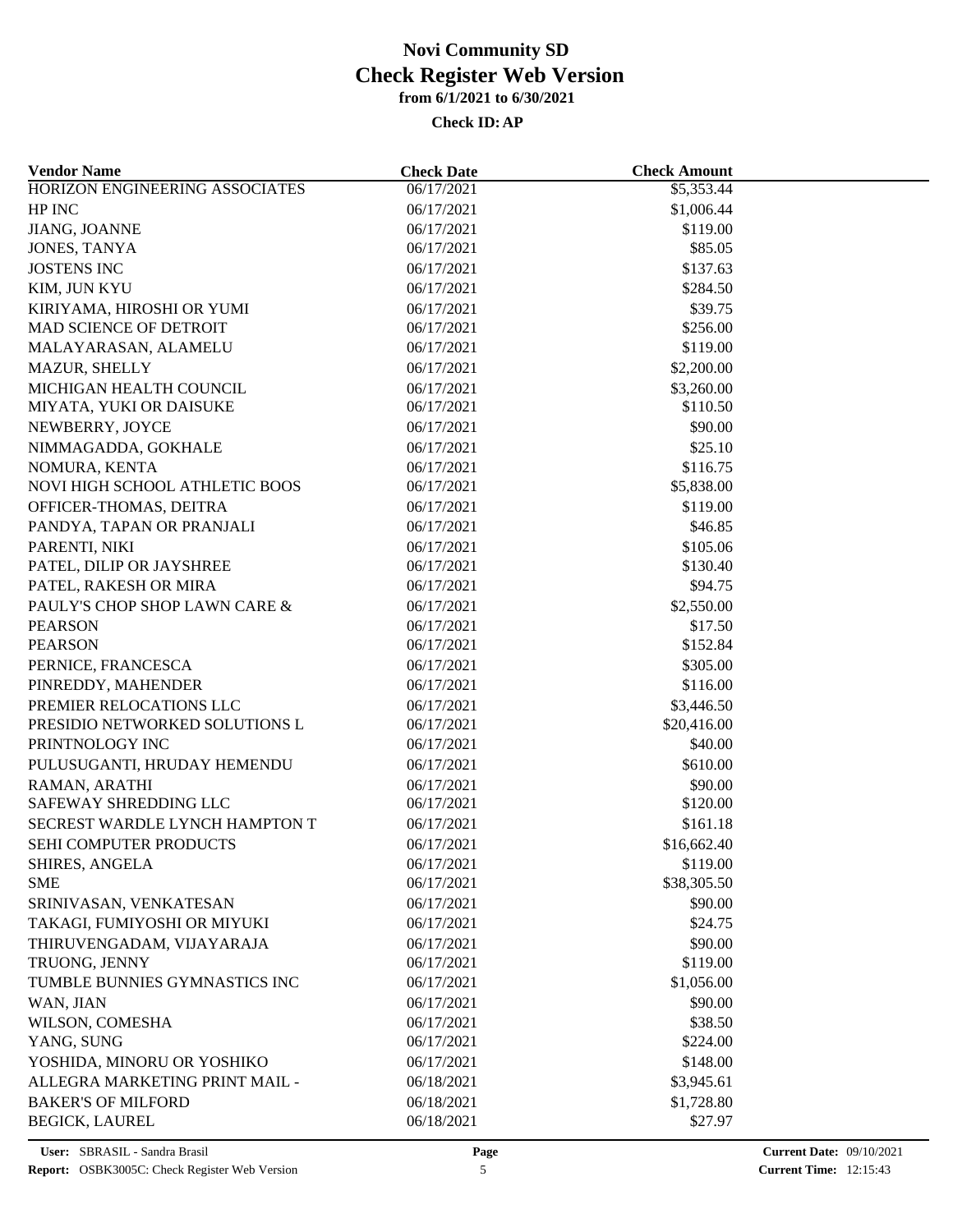# Novi Community SD
## Check Register Web Version
### from 6/1/2021 to 6/30/2021

**Check ID: AP**

| Vendor Name | Check Date | Check Amount |
|---|---|---|
| HORIZON ENGINEERING ASSOCIATES | 06/17/2021 | $5,353.44 |
| HP INC | 06/17/2021 | $1,006.44 |
| JIANG, JOANNE | 06/17/2021 | $119.00 |
| JONES, TANYA | 06/17/2021 | $85.05 |
| JOSTENS INC | 06/17/2021 | $137.63 |
| KIM, JUN KYU | 06/17/2021 | $284.50 |
| KIRIYAMA, HIROSHI OR YUMI | 06/17/2021 | $39.75 |
| MAD SCIENCE OF DETROIT | 06/17/2021 | $256.00 |
| MALAYARASAN, ALAMELU | 06/17/2021 | $119.00 |
| MAZUR, SHELLY | 06/17/2021 | $2,200.00 |
| MICHIGAN HEALTH COUNCIL | 06/17/2021 | $3,260.00 |
| MIYATA, YUKI OR DAISUKE | 06/17/2021 | $110.50 |
| NEWBERRY, JOYCE | 06/17/2021 | $90.00 |
| NIMMAGADDA, GOKHALE | 06/17/2021 | $25.10 |
| NOMURA, KENTA | 06/17/2021 | $116.75 |
| NOVI HIGH SCHOOL ATHLETIC BOOS | 06/17/2021 | $5,838.00 |
| OFFICER-THOMAS, DEITRA | 06/17/2021 | $119.00 |
| PANDYA, TAPAN OR PRANJALI | 06/17/2021 | $46.85 |
| PARENTI, NIKI | 06/17/2021 | $105.06 |
| PATEL, DILIP OR JAYSHREE | 06/17/2021 | $130.40 |
| PATEL, RAKESH OR MIRA | 06/17/2021 | $94.75 |
| PAULY'S CHOP SHOP LAWN CARE & | 06/17/2021 | $2,550.00 |
| PEARSON | 06/17/2021 | $17.50 |
| PEARSON | 06/17/2021 | $152.84 |
| PERNICE, FRANCESCA | 06/17/2021 | $305.00 |
| PINREDDY, MAHENDER | 06/17/2021 | $116.00 |
| PREMIER RELOCATIONS LLC | 06/17/2021 | $3,446.50 |
| PRESIDIO NETWORKED SOLUTIONS L | 06/17/2021 | $20,416.00 |
| PRINTNOLOGY INC | 06/17/2021 | $40.00 |
| PULUSUGANTI, HRUDAY HEMENDU | 06/17/2021 | $610.00 |
| RAMAN, ARATHI | 06/17/2021 | $90.00 |
| SAFEWAY SHREDDING LLC | 06/17/2021 | $120.00 |
| SECREST WARDLE LYNCH HAMPTON T | 06/17/2021 | $161.18 |
| SEHI COMPUTER PRODUCTS | 06/17/2021 | $16,662.40 |
| SHIRES, ANGELA | 06/17/2021 | $119.00 |
| SME | 06/17/2021 | $38,305.50 |
| SRINIVASAN, VENKATESAN | 06/17/2021 | $90.00 |
| TAKAGI, FUMIYOSHI OR MIYUKI | 06/17/2021 | $24.75 |
| THIRUVENGADAM, VIJAYARAJA | 06/17/2021 | $90.00 |
| TRUONG, JENNY | 06/17/2021 | $119.00 |
| TUMBLE BUNNIES GYMNASTICS INC | 06/17/2021 | $1,056.00 |
| WAN, JIAN | 06/17/2021 | $90.00 |
| WILSON, COMESHA | 06/17/2021 | $38.50 |
| YANG, SUNG | 06/17/2021 | $224.00 |
| YOSHIDA, MINORU OR YOSHIKO | 06/17/2021 | $148.00 |
| ALLEGRA MARKETING PRINT MAIL - | 06/18/2021 | $3,945.61 |
| BAKER'S OF MILFORD | 06/18/2021 | $1,728.80 |
| BEGICK, LAUREL | 06/18/2021 | $27.97 |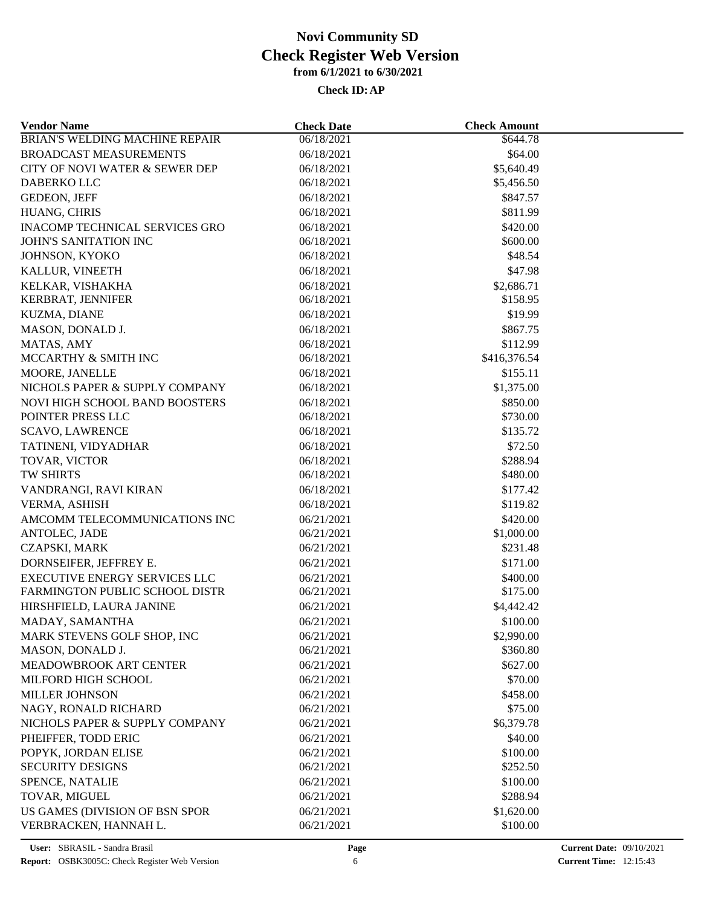# Novi Community SD
## Check Register Web Version
### from 6/1/2021 to 6/30/2021

**Check ID: AP**

| Vendor Name | Check Date | Check Amount |
| --- | --- | --- |
| BRIAN'S WELDING MACHINE REPAIR | 06/18/2021 | $644.78 |
| BROADCAST MEASUREMENTS | 06/18/2021 | $64.00 |
| CITY OF NOVI WATER & SEWER DEP | 06/18/2021 | $5,640.49 |
| DABERKO LLC | 06/18/2021 | $5,456.50 |
| GEDEON, JEFF | 06/18/2021 | $847.57 |
| HUANG, CHRIS | 06/18/2021 | $811.99 |
| INACOMP TECHNICAL SERVICES GRO | 06/18/2021 | $420.00 |
| JOHN'S SANITATION INC | 06/18/2021 | $600.00 |
| JOHNSON, KYOKO | 06/18/2021 | $48.54 |
| KALLUR, VINEETH | 06/18/2021 | $47.98 |
| KELKAR, VISHAKHA | 06/18/2021 | $2,686.71 |
| KERBRAT, JENNIFER | 06/18/2021 | $158.95 |
| KUZMA, DIANE | 06/18/2021 | $19.99 |
| MASON, DONALD J. | 06/18/2021 | $867.75 |
| MATAS, AMY | 06/18/2021 | $112.99 |
| MCCARTHY & SMITH INC | 06/18/2021 | $416,376.54 |
| MOORE, JANELLE | 06/18/2021 | $155.11 |
| NICHOLS PAPER & SUPPLY COMPANY | 06/18/2021 | $1,375.00 |
| NOVI HIGH SCHOOL BAND BOOSTERS | 06/18/2021 | $850.00 |
| POINTER PRESS LLC | 06/18/2021 | $730.00 |
| SCAVO, LAWRENCE | 06/18/2021 | $135.72 |
| TATINENI, VIDYADHAR | 06/18/2021 | $72.50 |
| TOVAR, VICTOR | 06/18/2021 | $288.94 |
| TW SHIRTS | 06/18/2021 | $480.00 |
| VANDRANGI, RAVI KIRAN | 06/18/2021 | $177.42 |
| VERMA, ASHISH | 06/18/2021 | $119.82 |
| AMCOMM TELECOMMUNICATIONS INC | 06/21/2021 | $420.00 |
| ANTOLEC, JADE | 06/21/2021 | $1,000.00 |
| CZAPSKI, MARK | 06/21/2021 | $231.48 |
| DORNSEIFER, JEFFREY E. | 06/21/2021 | $171.00 |
| EXECUTIVE ENERGY SERVICES LLC | 06/21/2021 | $400.00 |
| FARMINGTON PUBLIC SCHOOL DISTR | 06/21/2021 | $175.00 |
| HIRSHFIELD, LAURA JANINE | 06/21/2021 | $4,442.42 |
| MADAY, SAMANTHA | 06/21/2021 | $100.00 |
| MARK STEVENS GOLF SHOP, INC | 06/21/2021 | $2,990.00 |
| MASON, DONALD J. | 06/21/2021 | $360.80 |
| MEADOWBROOK ART CENTER | 06/21/2021 | $627.00 |
| MILFORD HIGH SCHOOL | 06/21/2021 | $70.00 |
| MILLER JOHNSON | 06/21/2021 | $458.00 |
| NAGY, RONALD RICHARD | 06/21/2021 | $75.00 |
| NICHOLS PAPER & SUPPLY COMPANY | 06/21/2021 | $6,379.78 |
| PHEIFFER, TODD ERIC | 06/21/2021 | $40.00 |
| POPYK, JORDAN ELISE | 06/21/2021 | $100.00 |
| SECURITY DESIGNS | 06/21/2021 | $252.50 |
| SPENCE, NATALIE | 06/21/2021 | $100.00 |
| TOVAR, MIGUEL | 06/21/2021 | $288.94 |
| US GAMES (DIVISION OF BSN SPOR | 06/21/2021 | $1,620.00 |
| VERBRACKEN, HANNAH L. | 06/21/2021 | $100.00 |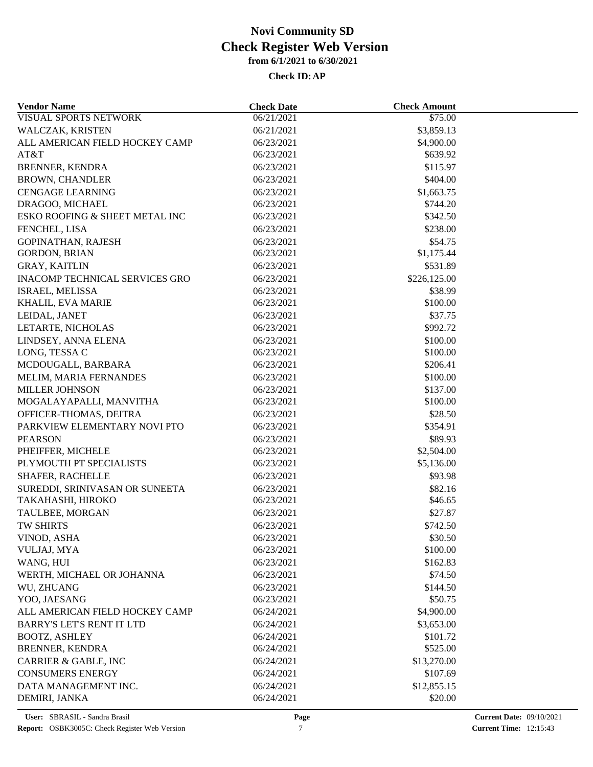# Novi Community SD
## Check Register Web Version
### from 6/1/2021 to 6/30/2021
### Check ID: AP

| Vendor Name | Check Date | Check Amount |
|---|---|---|
| VISUAL SPORTS NETWORK | 06/21/2021 | $75.00 |
| WALCZAK, KRISTEN | 06/21/2021 | $3,859.13 |
| ALL AMERICAN FIELD HOCKEY CAMP | 06/23/2021 | $4,900.00 |
| AT&T | 06/23/2021 | $639.92 |
| BRENNER, KENDRA | 06/23/2021 | $115.97 |
| BROWN, CHANDLER | 06/23/2021 | $404.00 |
| CENGAGE LEARNING | 06/23/2021 | $1,663.75 |
| DRAGOO, MICHAEL | 06/23/2021 | $744.20 |
| ESKO ROOFING & SHEET METAL INC | 06/23/2021 | $342.50 |
| FENCHEL, LISA | 06/23/2021 | $238.00 |
| GOPINATHAN, RAJESH | 06/23/2021 | $54.75 |
| GORDON, BRIAN | 06/23/2021 | $1,175.44 |
| GRAY, KAITLIN | 06/23/2021 | $531.89 |
| INACOMP TECHNICAL SERVICES GRO | 06/23/2021 | $226,125.00 |
| ISRAEL, MELISSA | 06/23/2021 | $38.99 |
| KHALIL, EVA MARIE | 06/23/2021 | $100.00 |
| LEIDAL, JANET | 06/23/2021 | $37.75 |
| LETARTE, NICHOLAS | 06/23/2021 | $992.72 |
| LINDSEY, ANNA ELENA | 06/23/2021 | $100.00 |
| LONG, TESSA C | 06/23/2021 | $100.00 |
| MCDOUGALL, BARBARA | 06/23/2021 | $206.41 |
| MELIM, MARIA FERNANDES | 06/23/2021 | $100.00 |
| MILLER JOHNSON | 06/23/2021 | $137.00 |
| MOGALAYAPALLI, MANVITHA | 06/23/2021 | $100.00 |
| OFFICER-THOMAS, DEITRA | 06/23/2021 | $28.50 |
| PARKVIEW ELEMENTARY NOVI PTO | 06/23/2021 | $354.91 |
| PEARSON | 06/23/2021 | $89.93 |
| PHEIFFER, MICHELE | 06/23/2021 | $2,504.00 |
| PLYMOUTH PT SPECIALISTS | 06/23/2021 | $5,136.00 |
| SHAFER, RACHELLE | 06/23/2021 | $93.98 |
| SUREDDI, SRINIVASAN OR SUNEETA | 06/23/2021 | $82.16 |
| TAKAHASHI, HIROKO | 06/23/2021 | $46.65 |
| TAULBEE, MORGAN | 06/23/2021 | $27.87 |
| TW SHIRTS | 06/23/2021 | $742.50 |
| VINOD, ASHA | 06/23/2021 | $30.50 |
| VULJAJ, MYA | 06/23/2021 | $100.00 |
| WANG, HUI | 06/23/2021 | $162.83 |
| WERTH, MICHAEL OR JOHANNA | 06/23/2021 | $74.50 |
| WU, ZHUANG | 06/23/2021 | $144.50 |
| YOO, JAESANG | 06/23/2021 | $50.75 |
| ALL AMERICAN FIELD HOCKEY CAMP | 06/24/2021 | $4,900.00 |
| BARRY'S LET'S RENT IT LTD | 06/24/2021 | $3,653.00 |
| BOOTZ, ASHLEY | 06/24/2021 | $101.72 |
| BRENNER, KENDRA | 06/24/2021 | $525.00 |
| CARRIER & GABLE, INC | 06/24/2021 | $13,270.00 |
| CONSUMERS ENERGY | 06/24/2021 | $107.69 |
| DATA MANAGEMENT INC. | 06/24/2021 | $12,855.15 |
| DEMIRI, JANKA | 06/24/2021 | $20.00 |

User: SBRASIL - Sandra Brasil
Report: OSBK3005C: Check Register Web Version
Current Date: 09/10/2021
Current Time: 12:15:43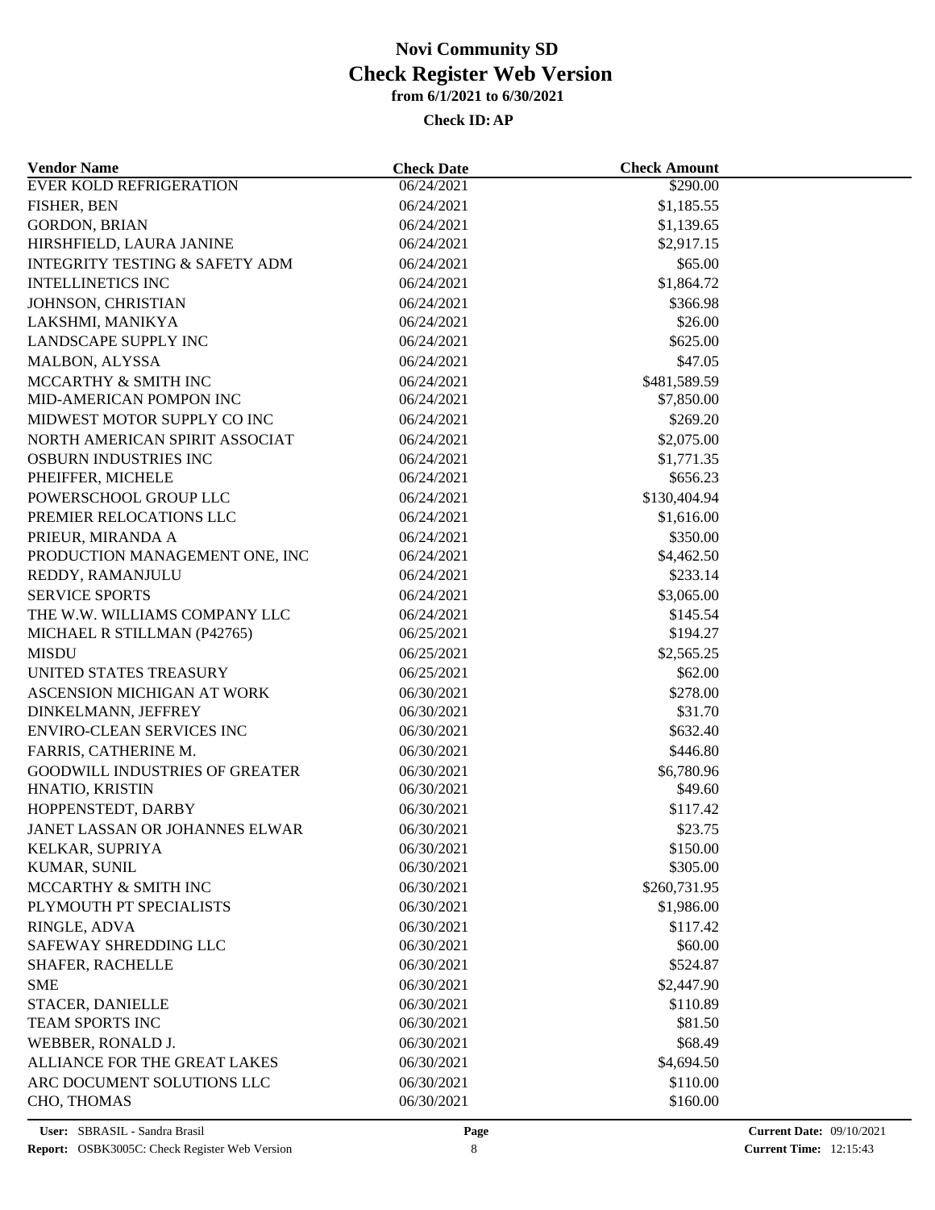# Novi Community SD
## Check Register Web Version
### from 6/1/2021 to 6/30/2021
### Check ID: AP

| Vendor Name | Check Date | Check Amount |
|---|---|---|
| EVER KOLD REFRIGERATION | 06/24/2021 | $290.00 |
| FISHER, BEN | 06/24/2021 | $1,185.55 |
| GORDON, BRIAN | 06/24/2021 | $1,139.65 |
| HIRSHFIELD, LAURA JANINE | 06/24/2021 | $2,917.15 |
| INTEGRITY TESTING & SAFETY ADM | 06/24/2021 | $65.00 |
| INTELLINETICS INC | 06/24/2021 | $1,864.72 |
| JOHNSON, CHRISTIAN | 06/24/2021 | $366.98 |
| LAKSHMI, MANIKYA | 06/24/2021 | $26.00 |
| LANDSCAPE SUPPLY INC | 06/24/2021 | $625.00 |
| MALBON, ALYSSA | 06/24/2021 | $47.05 |
| MCCARTHY & SMITH INC | 06/24/2021 | $481,589.59 |
| MID-AMERICAN POMPON INC | 06/24/2021 | $7,850.00 |
| MIDWEST MOTOR SUPPLY CO INC | 06/24/2021 | $269.20 |
| NORTH AMERICAN SPIRIT ASSOCIAT | 06/24/2021 | $2,075.00 |
| OSBURN INDUSTRIES INC | 06/24/2021 | $1,771.35 |
| PHEIFFER, MICHELE | 06/24/2021 | $656.23 |
| POWERSCHOOL GROUP LLC | 06/24/2021 | $130,404.94 |
| PREMIER RELOCATIONS LLC | 06/24/2021 | $1,616.00 |
| PRIEUR, MIRANDA A | 06/24/2021 | $350.00 |
| PRODUCTION MANAGEMENT ONE, INC | 06/24/2021 | $4,462.50 |
| REDDY, RAMANJULU | 06/24/2021 | $233.14 |
| SERVICE SPORTS | 06/24/2021 | $3,065.00 |
| THE W.W. WILLIAMS COMPANY LLC | 06/24/2021 | $145.54 |
| MICHAEL R STILLMAN (P42765) | 06/25/2021 | $194.27 |
| MISDU | 06/25/2021 | $2,565.25 |
| UNITED STATES TREASURY | 06/25/2021 | $62.00 |
| ASCENSION MICHIGAN AT WORK | 06/30/2021 | $278.00 |
| DINKELMANN, JEFFREY | 06/30/2021 | $31.70 |
| ENVIRO-CLEAN SERVICES INC | 06/30/2021 | $632.40 |
| FARRIS, CATHERINE M. | 06/30/2021 | $446.80 |
| GOODWILL INDUSTRIES OF GREATER | 06/30/2021 | $6,780.96 |
| HNATIO, KRISTIN | 06/30/2021 | $49.60 |
| HOPPENSTEDT, DARBY | 06/30/2021 | $117.42 |
| JANET LASSAN OR JOHANNES ELWAR | 06/30/2021 | $23.75 |
| KELKAR, SUPRIYA | 06/30/2021 | $150.00 |
| KUMAR, SUNIL | 06/30/2021 | $305.00 |
| MCCARTHY & SMITH INC | 06/30/2021 | $260,731.95 |
| PLYMOUTH PT SPECIALISTS | 06/30/2021 | $1,986.00 |
| RINGLE, ADVA | 06/30/2021 | $117.42 |
| SAFEWAY SHREDDING LLC | 06/30/2021 | $60.00 |
| SHAFER, RACHELLE | 06/30/2021 | $524.87 |
| SME | 06/30/2021 | $2,447.90 |
| STACER, DANIELLE | 06/30/2021 | $110.89 |
| TEAM SPORTS INC | 06/30/2021 | $81.50 |
| WEBBER, RONALD J. | 06/30/2021 | $68.49 |
| ALLIANCE FOR THE GREAT LAKES | 06/30/2021 | $4,694.50 |
| ARC DOCUMENT SOLUTIONS LLC | 06/30/2021 | $110.00 |
| CHO, THOMAS | 06/30/2021 | $160.00 |

User: SBRASIL - Sandra Brasil
Report: OSBK3005C: Check Register Web Version
Current Date: 09/10/2021
Current Time: 12:15:43